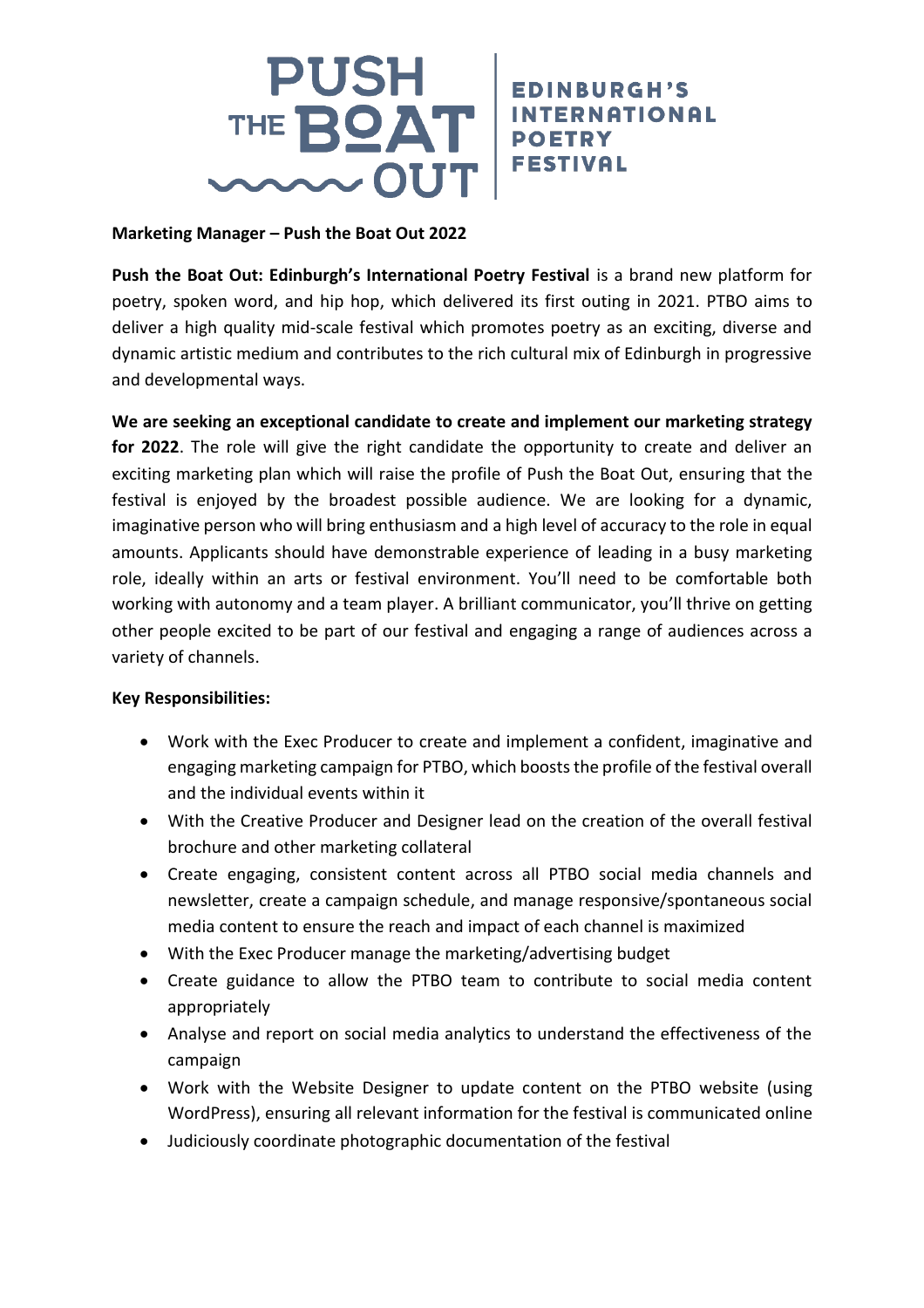PUSH THE BOAT OUT | EDINBURGH'S INTERNATIONAL POETRY FESTIVAL

**Marketing Manager – Push the Boat Out 2022**

**Push the Boat Out: Edinburgh's International Poetry Festival** is a brand new platform for poetry, spoken word, and hip hop, which delivered its first outing in 2021. PTBO aims to deliver a high quality mid-scale festival which promotes poetry as an exciting, diverse and dynamic artistic medium and contributes to the rich cultural mix of Edinburgh in progressive and developmental ways.

**We are seeking an exceptional candidate to create and implement our marketing strategy for 2022**. The role will give the right candidate the opportunity to create and deliver an exciting marketing plan which will raise the profile of Push the Boat Out, ensuring that the festival is enjoyed by the broadest possible audience. We are looking for a dynamic, imaginative person who will bring enthusiasm and a high level of accuracy to the role in equal amounts. Applicants should have demonstrable experience of leading in a busy marketing role, ideally within an arts or festival environment. You'll need to be comfortable both working with autonomy and a team player. A brilliant communicator, you'll thrive on getting other people excited to be part of our festival and engaging a range of audiences across a variety of channels.

**Key Responsibilities:**

- Work with the Exec Producer to create and implement a confident, imaginative and engaging marketing campaign for PTBO, which boosts the profile of the festival overall and the individual events within it
- With the Creative Producer and Designer lead on the creation of the overall festival brochure and other marketing collateral
- Create engaging, consistent content across all PTBO social media channels and newsletter, create a campaign schedule, and manage responsive/spontaneous social media content to ensure the reach and impact of each channel is maximized
- With the Exec Producer manage the marketing/advertising budget
- Create guidance to allow the PTBO team to contribute to social media content appropriately
- Analyse and report on social media analytics to understand the effectiveness of the campaign
- Work with the Website Designer to update content on the PTBO website (using WordPress), ensuring all relevant information for the festival is communicated online
- Judiciously coordinate photographic documentation of the festival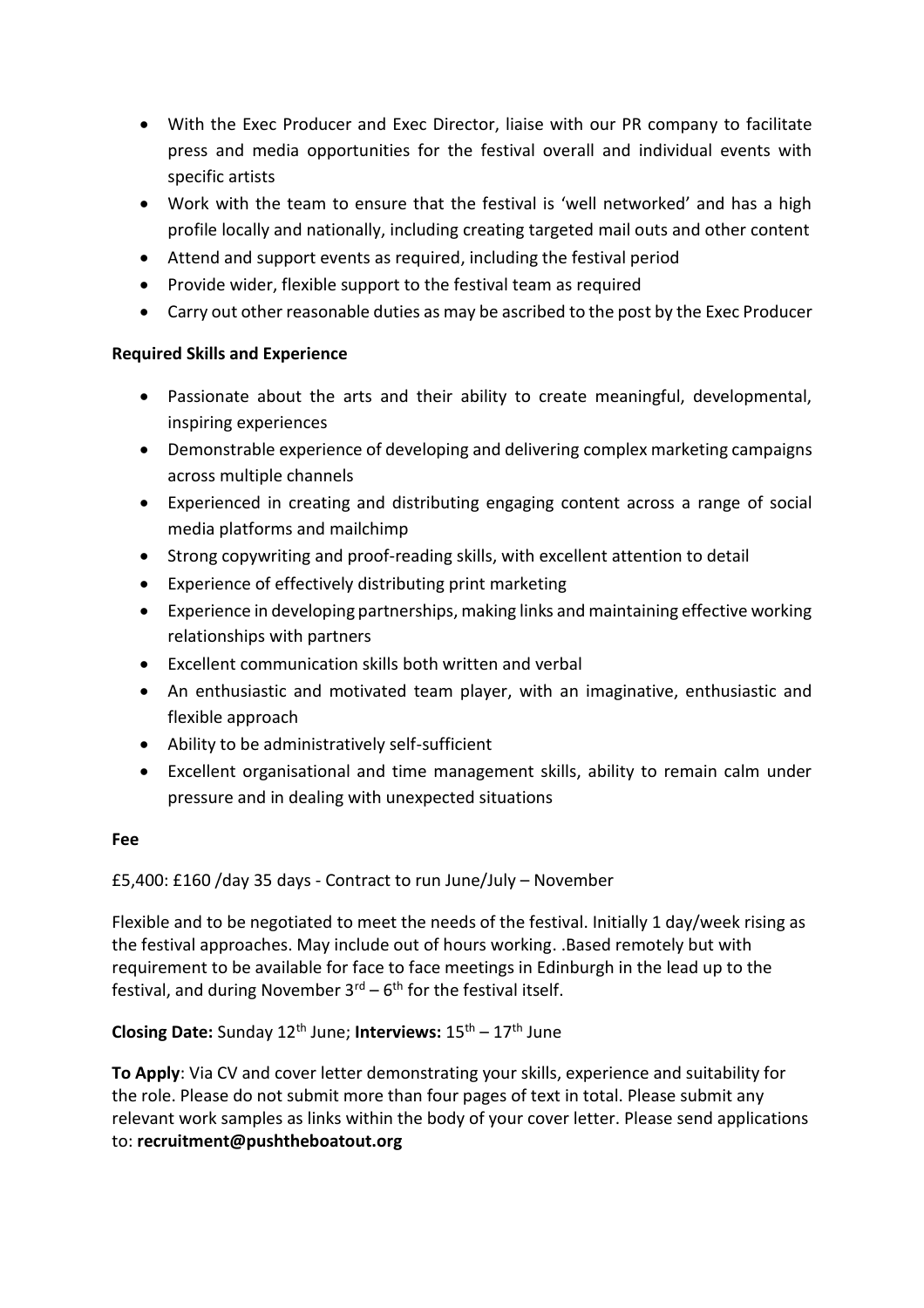- With the Exec Producer and Exec Director, liaise with our PR company to facilitate press and media opportunities for the festival overall and individual events with specific artists
- Work with the team to ensure that the festival is 'well networked' and has a high profile locally and nationally, including creating targeted mail outs and other content
- Attend and support events as required, including the festival period
- Provide wider, flexible support to the festival team as required
- Carry out other reasonable duties as may be ascribed to the post by the Exec Producer

**Required Skills and Experience**

- Passionate about the arts and their ability to create meaningful, developmental, inspiring experiences
- Demonstrable experience of developing and delivering complex marketing campaigns across multiple channels
- Experienced in creating and distributing engaging content across a range of social media platforms and mailchimp
- Strong copywriting and proof-reading skills, with excellent attention to detail
- Experience of effectively distributing print marketing
- Experience in developing partnerships, making links and maintaining effective working relationships with partners
- Excellent communication skills both written and verbal
- An enthusiastic and motivated team player, with an imaginative, enthusiastic and flexible approach
- Ability to be administratively self-sufficient
- Excellent organisational and time management skills, ability to remain calm under pressure and in dealing with unexpected situations

**Fee**

£5,400: £160 /day 35 days - Contract to run June/July – November

Flexible and to be negotiated to meet the needs of the festival. Initially 1 day/week rising as the festival approaches. May include out of hours working. .Based remotely but with requirement to be available for face to face meetings in Edinburgh in the lead up to the festival, and during November 3rd – 6th for the festival itself.

**Closing Date:** Sunday 12th June; **Interviews:** 15th – 17th June

**To Apply**: Via CV and cover letter demonstrating your skills, experience and suitability for the role. Please do not submit more than four pages of text in total. Please submit any relevant work samples as links within the body of your cover letter. Please send applications to: **recruitment@pushtheboatout.org**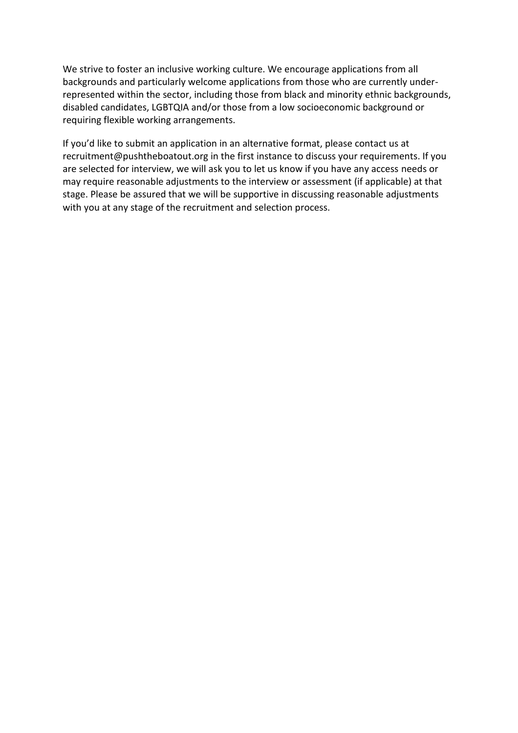We strive to foster an inclusive working culture. We encourage applications from all backgrounds and particularly welcome applications from those who are currently under-represented within the sector, including those from black and minority ethnic backgrounds, disabled candidates, LGBTQIA and/or those from a low socioeconomic background or requiring flexible working arrangements.

If you'd like to submit an application in an alternative format, please contact us at recruitment@pushtheboatout.org in the first instance to discuss your requirements. If you are selected for interview, we will ask you to let us know if you have any access needs or may require reasonable adjustments to the interview or assessment (if applicable) at that stage. Please be assured that we will be supportive in discussing reasonable adjustments with you at any stage of the recruitment and selection process.